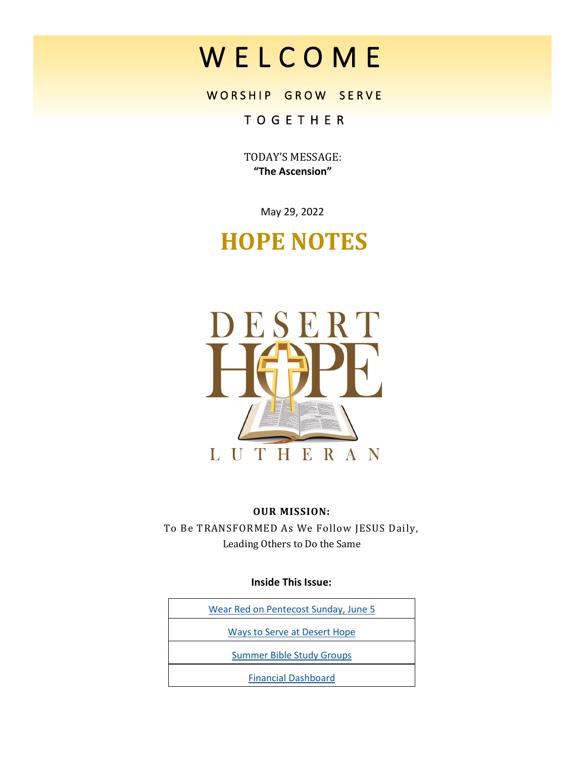# WELCOME

WORSHIP GROW SERVE

TOGETHER

TODAY'S MESSAGE:
**"The Ascension"**

May 29, 2022

# HOPE NOTES

DESERT HOPE LUTHERAN

**OUR MISSION:**
To Be TRANSFORMED As We Follow JESUS Daily,
Leading Others to Do the Same

**Inside This Issue:**

| |
|---|
| Wear Red on Pentecost Sunday, June 5 |
| Ways to Serve at Desert Hope |
| Summer Bible Study Groups |
| Financial Dashboard |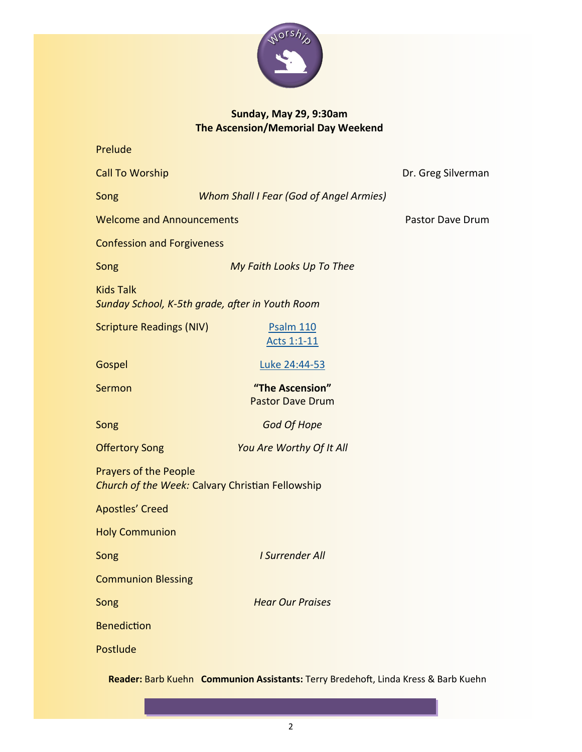Worship

**Sunday, May 29, 9:30am**
**The Ascension/Memorial Day Weekend**

Prelude

Call To Worship — Dr. Greg Silverman

Song — *Whom Shall I Fear (God of Angel Armies)*

Welcome and Announcements — Pastor Dave Drum

Confession and Forgiveness

Song — *My Faith Looks Up To Thee*

Kids Talk
*Sunday School, K-5th grade, after in Youth Room*

Scripture Readings (NIV) — Psalm 110, Acts 1:1-11

Gospel — Luke 24:44-53

Sermon — **"The Ascension"** Pastor Dave Drum

Song — *God Of Hope*

Offertory Song — *You Are Worthy Of It All*

Prayers of the People
*Church of the Week:* Calvary Christian Fellowship

Apostles' Creed

Holy Communion

Song — *I Surrender All*

Communion Blessing

Song — *Hear Our Praises*

Benediction

Postlude

**Reader:** Barb Kuehn **Communion Assistants:** Terry Bredehoft, Linda Kress & Barb Kuehn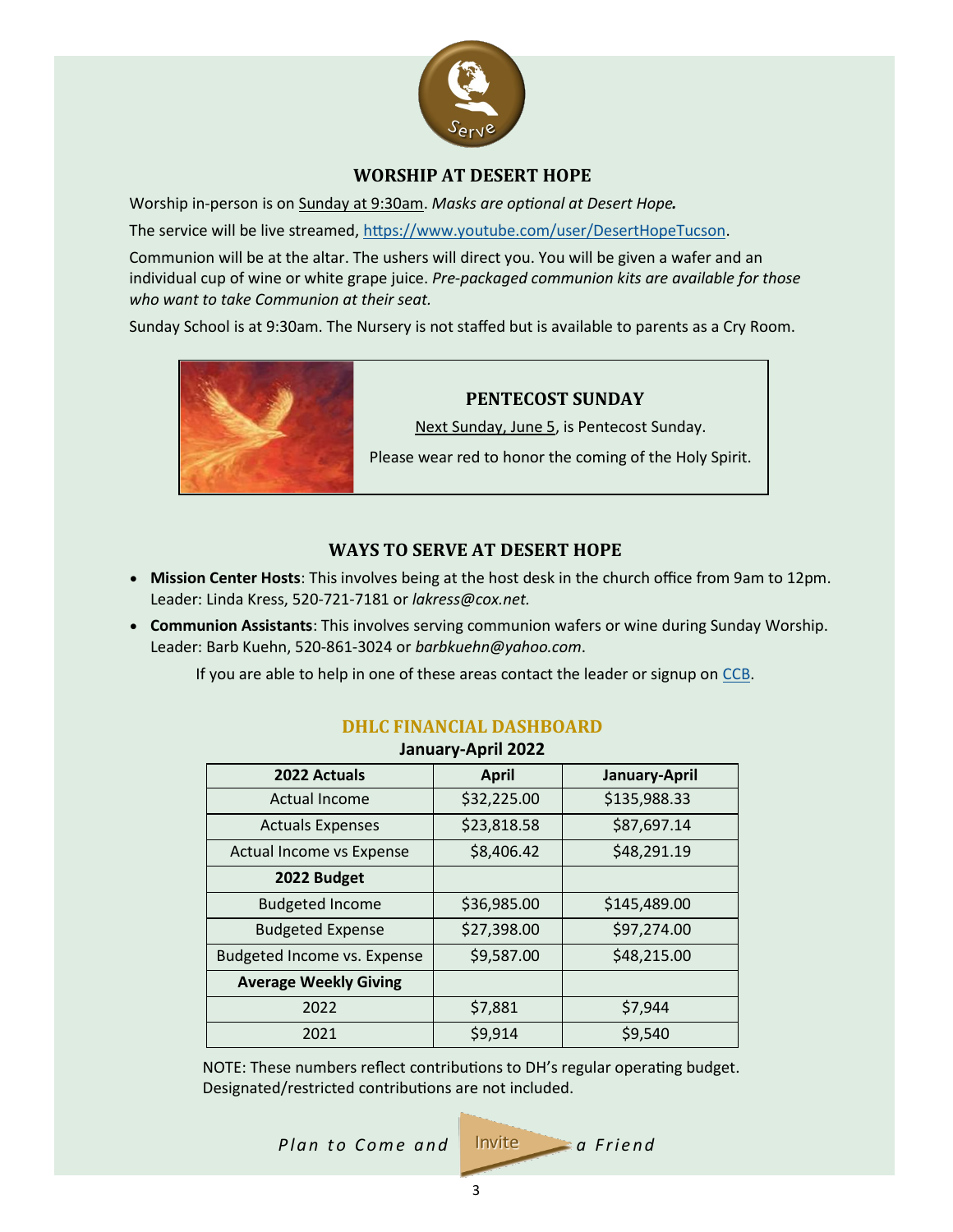Serve

## WORSHIP AT DESERT HOPE

Worship in-person is on Sunday at 9:30am. *Masks are optional at Desert Hope.*

The service will be live streamed, https://www.youtube.com/user/DesertHopeTucson.

Communion will be at the altar. The ushers will direct you. You will be given a wafer and an individual cup of wine or white grape juice. *Pre-packaged communion kits are available for those who want to take Communion at their seat.*

Sunday School is at 9:30am. The Nursery is not staffed but is available to parents as a Cry Room.

## PENTECOST SUNDAY

Next Sunday, June 5, is Pentecost Sunday.

Please wear red to honor the coming of the Holy Spirit.

## WAYS TO SERVE AT DESERT HOPE

- **Mission Center Hosts**: This involves being at the host desk in the church office from 9am to 12pm. Leader: Linda Kress, 520-721-7181 or *lakress@cox.net.*
- **Communion Assistants**: This involves serving communion wafers or wine during Sunday Worship. Leader: Barb Kuehn, 520-861-3024 or *barbkuehn@yahoo.com*.

If you are able to help in one of these areas contact the leader or signup on CCB.

## DHLC FINANCIAL DASHBOARD

**January-April 2022**

| 2022 Actuals | April | January-April |
|---|---|---|
| Actual Income | $32,225.00 | $135,988.33 |
| Actuals Expenses | $23,818.58 | $87,697.14 |
| Actual Income vs Expense | $8,406.42 | $48,291.19 |
| **2022 Budget** | | |
| Budgeted Income | $36,985.00 | $145,489.00 |
| Budgeted Expense | $27,398.00 | $97,274.00 |
| Budgeted Income vs. Expense | $9,587.00 | $48,215.00 |
| **Average Weekly Giving** | | |
| 2022 | $7,881 | $7,944 |
| 2021 | $9,914 | $9,540 |

NOTE: These numbers reflect contributions to DH's regular operating budget. Designated/restricted contributions are not included.

*Plan to Come and* Invite *a Friend*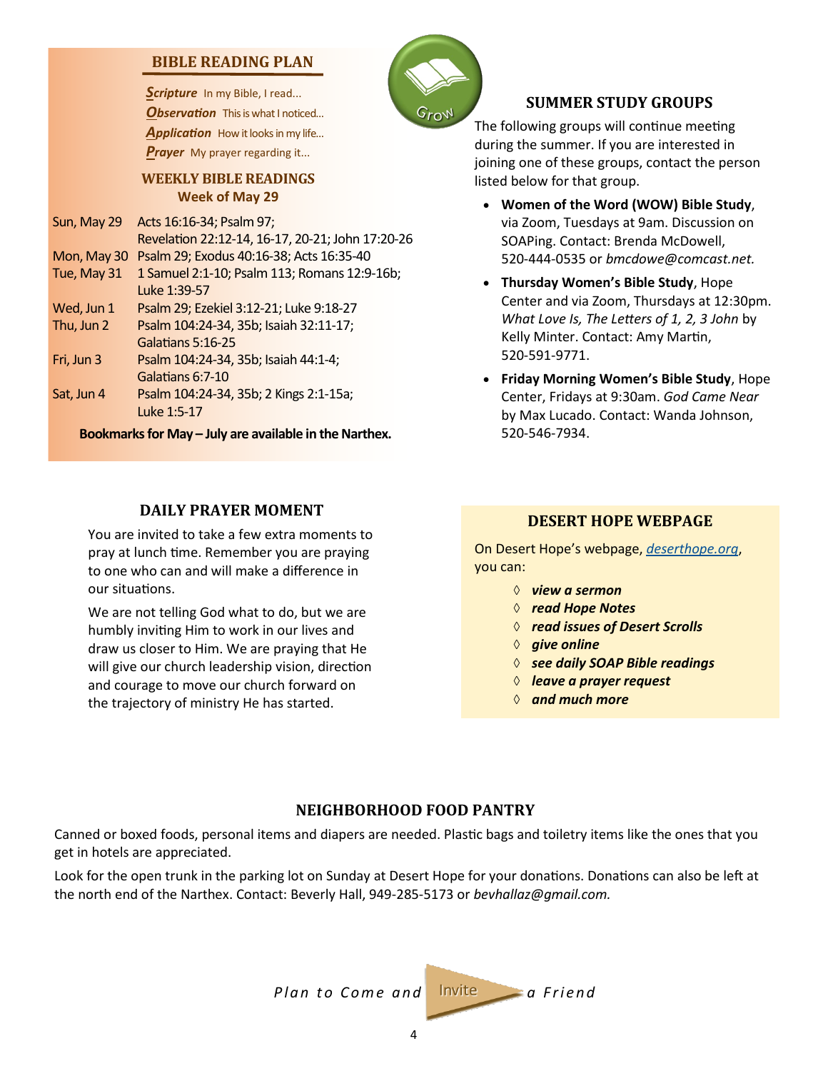## BIBLE READING PLAN

***S**cripture* In my Bible, I read...
***O**bservation* This is what I noticed...
***A**pplication* How it looks in my life...
***P**rayer* My prayer regarding it...

### WEEKLY BIBLE READINGS
**Week of May 29**

| | |
|---|---|
| Sun, May 29 | Acts 16:16-34; Psalm 97; Revelation 22:12-14, 16-17, 20-21; John 17:20-26 |
| Mon, May 30 | Psalm 29; Exodus 40:16-38; Acts 16:35-40 |
| Tue, May 31 | 1 Samuel 2:1-10; Psalm 113; Romans 12:9-16b; Luke 1:39-57 |
| Wed, Jun 1 | Psalm 29; Ezekiel 3:12-21; Luke 9:18-27 |
| Thu, Jun 2 | Psalm 104:24-34, 35b; Isaiah 32:11-17; Galatians 5:16-25 |
| Fri, Jun 3 | Psalm 104:24-34, 35b; Isaiah 44:1-4; Galatians 6:7-10 |
| Sat, Jun 4 | Psalm 104:24-34, 35b; 2 Kings 2:1-15a; Luke 1:5-17 |

**Bookmarks for May – July are available in the Narthex.**

## SUMMER STUDY GROUPS

The following groups will continue meeting during the summer. If you are interested in joining one of these groups, contact the person listed below for that group.

- **Women of the Word (WOW) Bible Study**, via Zoom, Tuesdays at 9am. Discussion on SOAPing. Contact: Brenda McDowell, 520-444-0535 or *bmcdowe@comcast.net.*
- **Thursday Women's Bible Study**, Hope Center and via Zoom, Thursdays at 12:30pm. *What Love Is, The Letters of 1, 2, 3 John* by Kelly Minter. Contact: Amy Martin, 520-591-9771.
- **Friday Morning Women's Bible Study**, Hope Center, Fridays at 9:30am. *God Came Near* by Max Lucado. Contact: Wanda Johnson, 520-546-7934.

## DAILY PRAYER MOMENT

You are invited to take a few extra moments to pray at lunch time. Remember you are praying to one who can and will make a difference in our situations.

We are not telling God what to do, but we are humbly inviting Him to work in our lives and draw us closer to Him. We are praying that He will give our church leadership vision, direction and courage to move our church forward on the trajectory of ministry He has started.

## DESERT HOPE WEBPAGE

On Desert Hope's webpage, *deserthope.org*, you can:

- ***view a sermon***
- ***read Hope Notes***
- ***read issues of Desert Scrolls***
- ***give online***
- ***see daily SOAP Bible readings***
- ***leave a prayer request***
- ***and much more***

## NEIGHBORHOOD FOOD PANTRY

Canned or boxed foods, personal items and diapers are needed. Plastic bags and toiletry items like the ones that you get in hotels are appreciated.

Look for the open trunk in the parking lot on Sunday at Desert Hope for your donations. Donations can also be left at the north end of the Narthex. Contact: Beverly Hall, 949-285-5173 or *bevhallaz@gmail.com.*

*Plan to Come and* Invite *a Friend*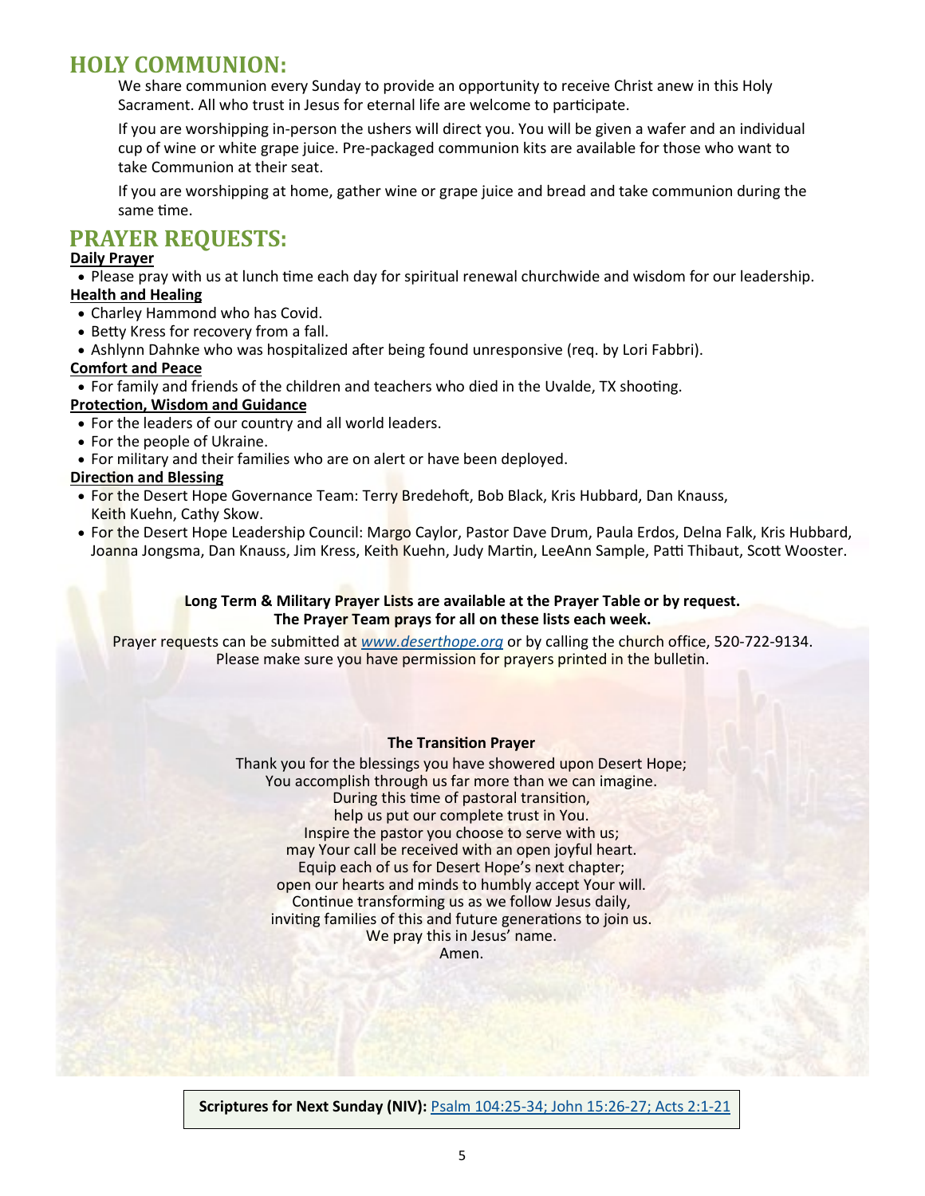# HOLY COMMUNION:

We share communion every Sunday to provide an opportunity to receive Christ anew in this Holy Sacrament. All who trust in Jesus for eternal life are welcome to participate.

If you are worshipping in-person the ushers will direct you. You will be given a wafer and an individual cup of wine or white grape juice. Pre-packaged communion kits are available for those who want to take Communion at their seat.

If you are worshipping at home, gather wine or grape juice and bread and take communion during the same time.

# PRAYER REQUESTS:

**Daily Prayer**

- Please pray with us at lunch time each day for spiritual renewal churchwide and wisdom for our leadership.

**Health and Healing**

- Charley Hammond who has Covid.
- Betty Kress for recovery from a fall.
- Ashlynn Dahnke who was hospitalized after being found unresponsive (req. by Lori Fabbri).

**Comfort and Peace**

- For family and friends of the children and teachers who died in the Uvalde, TX shooting.

**Protection, Wisdom and Guidance**

- For the leaders of our country and all world leaders.
- For the people of Ukraine.
- For military and their families who are on alert or have been deployed.

**Direction and Blessing**

- For the Desert Hope Governance Team: Terry Bredehoft, Bob Black, Kris Hubbard, Dan Knauss, Keith Kuehn, Cathy Skow.
- For the Desert Hope Leadership Council: Margo Caylor, Pastor Dave Drum, Paula Erdos, Delna Falk, Kris Hubbard, Joanna Jongsma, Dan Knauss, Jim Kress, Keith Kuehn, Judy Martin, LeeAnn Sample, Patti Thibaut, Scott Wooster.

**Long Term & Military Prayer Lists are available at the Prayer Table or by request.**
**The Prayer Team prays for all on these lists each week.**

Prayer requests can be submitted at *www.deserthope.org* or by calling the church office, 520-722-9134.
Please make sure you have permission for prayers printed in the bulletin.

**The Transition Prayer**

Thank you for the blessings you have showered upon Desert Hope;
You accomplish through us far more than we can imagine.
During this time of pastoral transition,
help us put our complete trust in You.
Inspire the pastor you choose to serve with us;
may Your call be received with an open joyful heart.
Equip each of us for Desert Hope's next chapter;
open our hearts and minds to humbly accept Your will.
Continue transforming us as we follow Jesus daily,
inviting families of this and future generations to join us.
We pray this in Jesus' name.
Amen.

**Scriptures for Next Sunday (NIV):** Psalm 104:25-34; John 15:26-27; Acts 2:1-21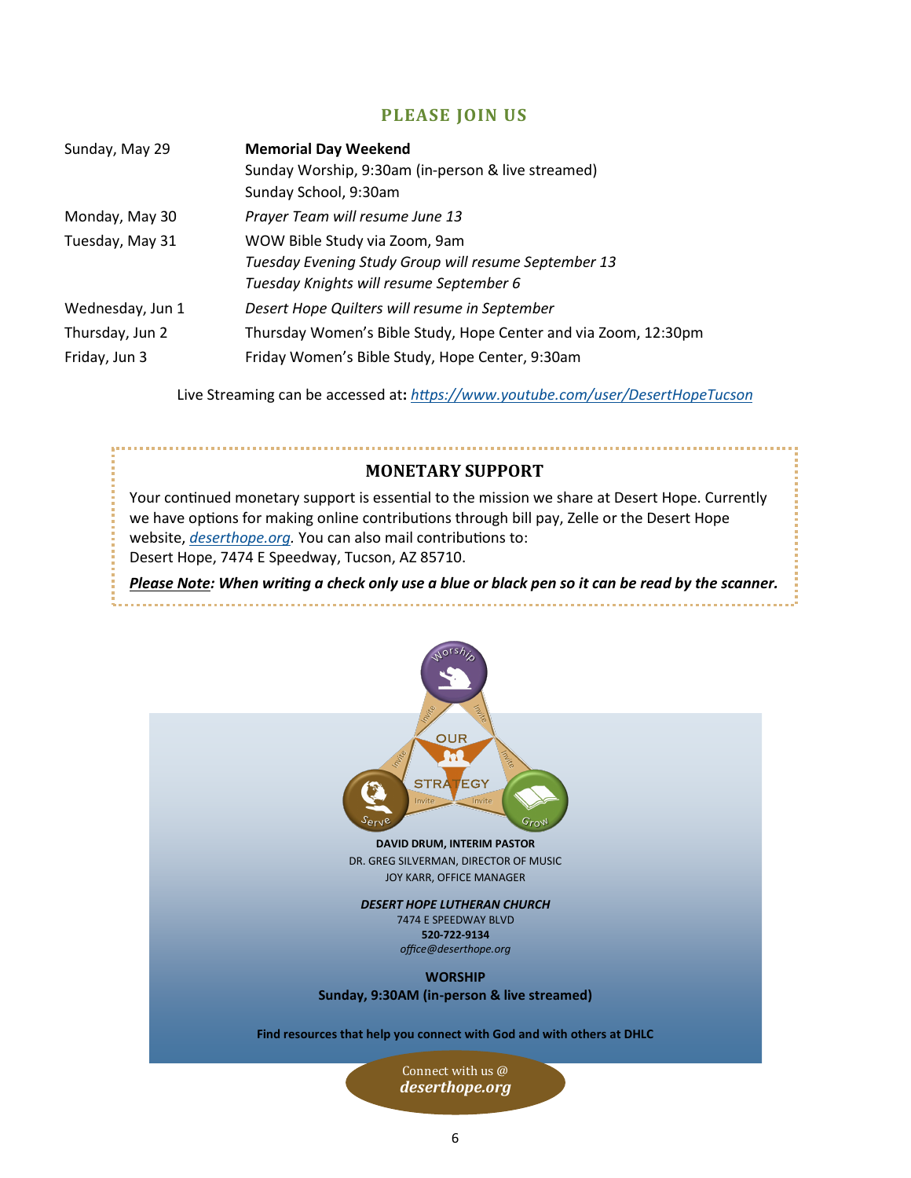## PLEASE JOIN US

| | |
|---|---|
| Sunday, May 29 | **Memorial Day Weekend**<br>Sunday Worship, 9:30am (in-person & live streamed)<br>Sunday School, 9:30am |
| Monday, May 30 | *Prayer Team will resume June 13* |
| Tuesday, May 31 | WOW Bible Study via Zoom, 9am<br>*Tuesday Evening Study Group will resume September 13*<br>*Tuesday Knights will resume September 6* |
| Wednesday, Jun 1 | *Desert Hope Quilters will resume in September* |
| Thursday, Jun 2 | Thursday Women's Bible Study, Hope Center and via Zoom, 12:30pm |
| Friday, Jun 3 | Friday Women's Bible Study, Hope Center, 9:30am |

Live Streaming can be accessed at**:** *https://www.youtube.com/user/DesertHopeTucson*

## MONETARY SUPPORT

Your continued monetary support is essential to the mission we share at Desert Hope. Currently we have options for making online contributions through bill pay, Zelle or the Desert Hope website, *deserthope.org*. You can also mail contributions to:
Desert Hope, 7474 E Speedway, Tucson, AZ 85710.

***Please Note*: When writing a check only use a blue or black pen so it can be read by the scanner.**

Worship
Invite
OUR STRATEGY
Serve
Grow

**DAVID DRUM, INTERIM PASTOR**
DR. GREG SILVERMAN, DIRECTOR OF MUSIC
JOY KARR, OFFICE MANAGER

***DESERT HOPE LUTHERAN CHURCH***
7474 E SPEEDWAY BLVD
**520-722-9134**
*office@deserthope.org*

**WORSHIP**
**Sunday, 9:30AM (in-person & live streamed)**

**Find resources that help you connect with God and with others at DHLC**

Connect with us @
***deserthope.org***